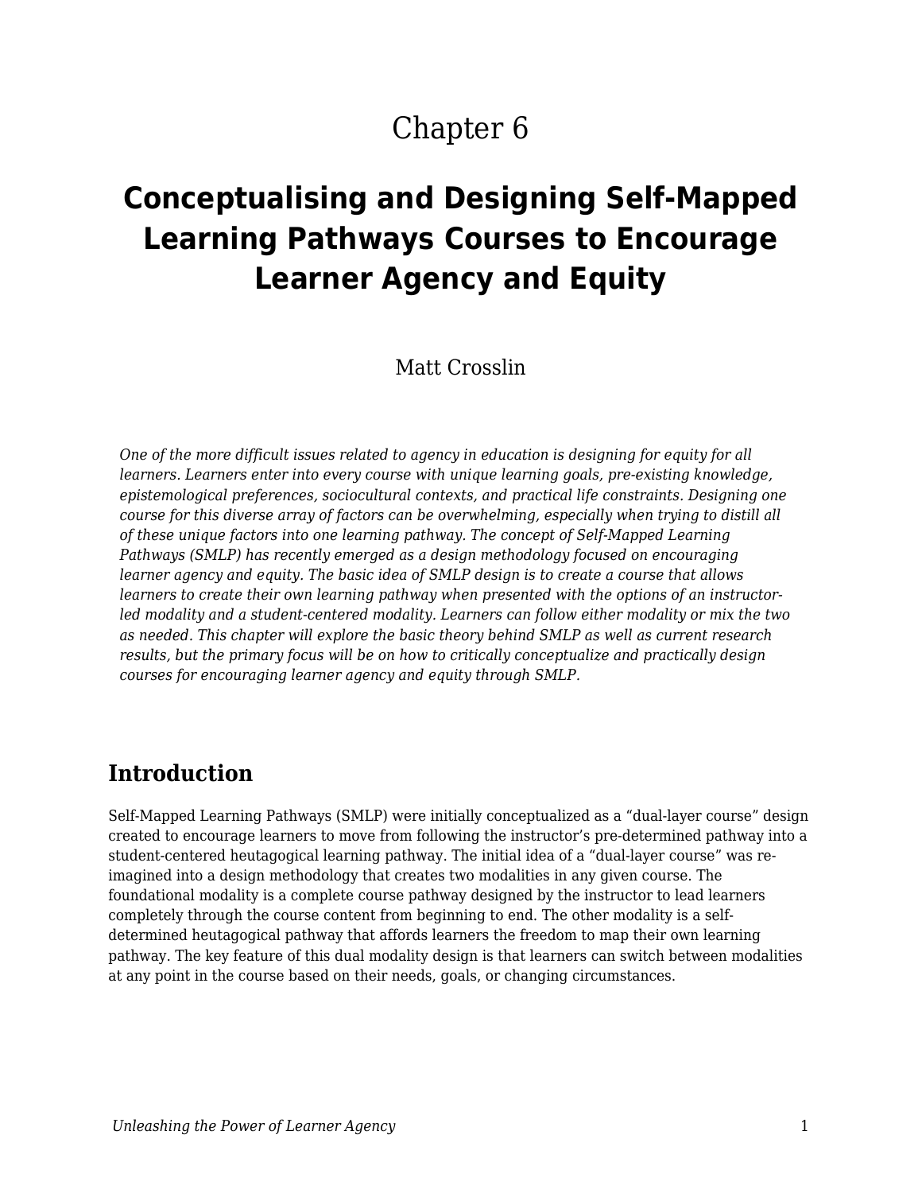Chapter 6

# Conceptualising and Designing Self-Mapped Learning Pathways Courses to Encourage Learner Agency and Equity

Matt Crosslin

*One of the more difficult issues related to agency in education is designing for equity for all learners. Learners enter into every course with unique learning goals, pre-existing knowledge, epistemological preferences, sociocultural contexts, and practical life constraints. Designing one course for this diverse array of factors can be overwhelming, especially when trying to distill all of these unique factors into one learning pathway. The concept of Self-Mapped Learning Pathways (SMLP) has recently emerged as a design methodology focused on encouraging learner agency and equity. The basic idea of SMLP design is to create a course that allows learners to create their own learning pathway when presented with the options of an instructor-led modality and a student-centered modality. Learners can follow either modality or mix the two as needed. This chapter will explore the basic theory behind SMLP as well as current research results, but the primary focus will be on how to critically conceptualize and practically design courses for encouraging learner agency and equity through SMLP.*

## Introduction

Self-Mapped Learning Pathways (SMLP) were initially conceptualized as a "dual-layer course" design created to encourage learners to move from following the instructor's pre-determined pathway into a student-centered heutagogical learning pathway. The initial idea of a "dual-layer course" was re-imagined into a design methodology that creates two modalities in any given course. The foundational modality is a complete course pathway designed by the instructor to lead learners completely through the course content from beginning to end. The other modality is a self-determined heutagogical pathway that affords learners the freedom to map their own learning pathway. The key feature of this dual modality design is that learners can switch between modalities at any point in the course based on their needs, goals, or changing circumstances.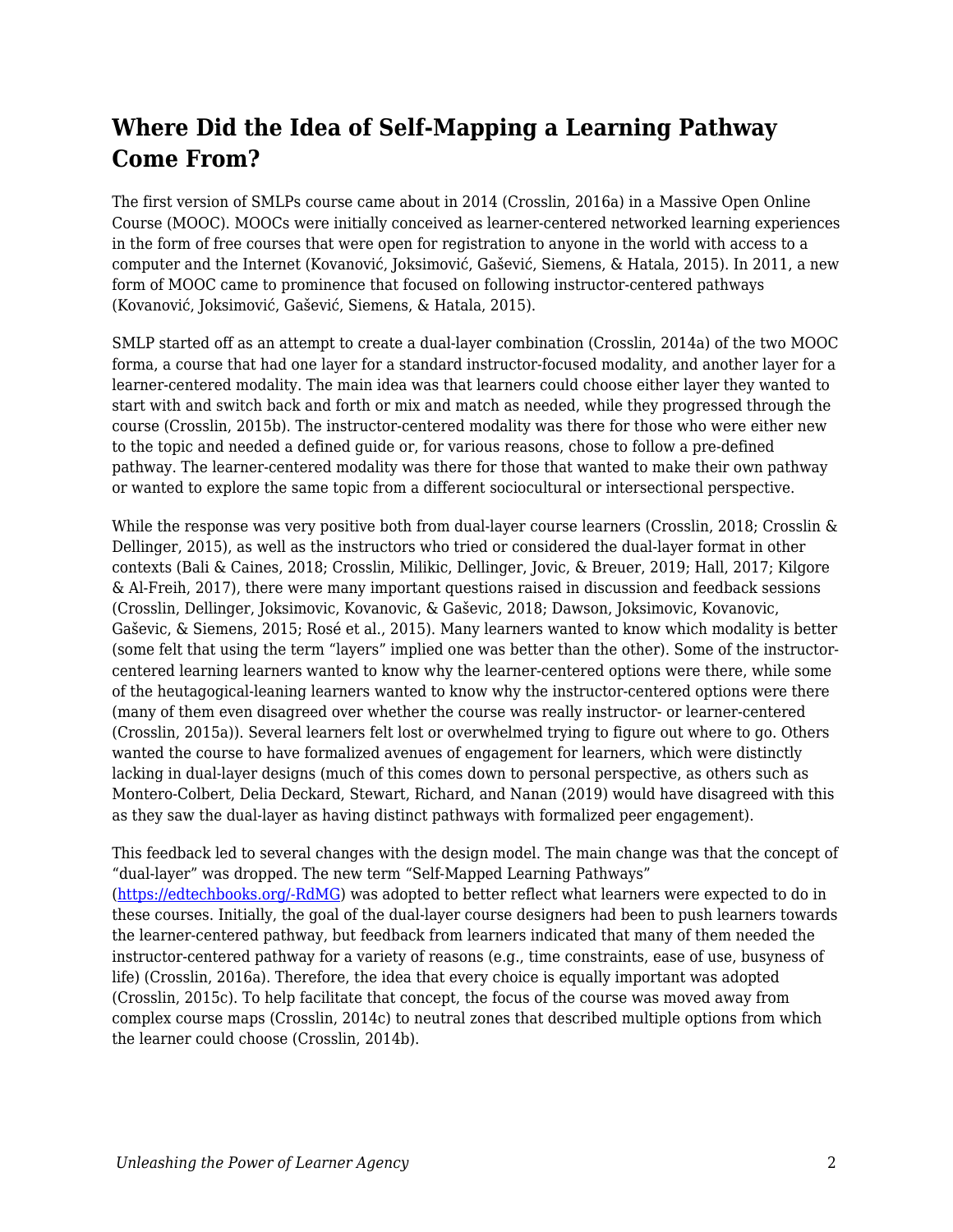## Where Did the Idea of Self-Mapping a Learning Pathway Come From?

The first version of SMLPs course came about in 2014 (Crosslin, 2016a) in a Massive Open Online Course (MOOC). MOOCs were initially conceived as learner-centered networked learning experiences in the form of free courses that were open for registration to anyone in the world with access to a computer and the Internet (Kovanović, Joksimović, Gašević, Siemens, & Hatala, 2015). In 2011, a new form of MOOC came to prominence that focused on following instructor-centered pathways (Kovanović, Joksimović, Gašević, Siemens, & Hatala, 2015).

SMLP started off as an attempt to create a dual-layer combination (Crosslin, 2014a) of the two MOOC forma, a course that had one layer for a standard instructor-focused modality, and another layer for a learner-centered modality. The main idea was that learners could choose either layer they wanted to start with and switch back and forth or mix and match as needed, while they progressed through the course (Crosslin, 2015b). The instructor-centered modality was there for those who were either new to the topic and needed a defined guide or, for various reasons, chose to follow a pre-defined pathway. The learner-centered modality was there for those that wanted to make their own pathway or wanted to explore the same topic from a different sociocultural or intersectional perspective.

While the response was very positive both from dual-layer course learners (Crosslin, 2018; Crosslin & Dellinger, 2015), as well as the instructors who tried or considered the dual-layer format in other contexts (Bali & Caines, 2018; Crosslin, Milikic, Dellinger, Jovic, & Breuer, 2019; Hall, 2017; Kilgore & Al-Freih, 2017), there were many important questions raised in discussion and feedback sessions (Crosslin, Dellinger, Joksimovic, Kovanovic, & Gaševic, 2018; Dawson, Joksimovic, Kovanovic, Gaševic, & Siemens, 2015; Rosé et al., 2015). Many learners wanted to know which modality is better (some felt that using the term "layers" implied one was better than the other). Some of the instructor-centered learning learners wanted to know why the learner-centered options were there, while some of the heutagogical-leaning learners wanted to know why the instructor-centered options were there (many of them even disagreed over whether the course was really instructor- or learner-centered (Crosslin, 2015a)). Several learners felt lost or overwhelmed trying to figure out where to go. Others wanted the course to have formalized avenues of engagement for learners, which were distinctly lacking in dual-layer designs (much of this comes down to personal perspective, as others such as Montero-Colbert, Delia Deckard, Stewart, Richard, and Nanan (2019) would have disagreed with this as they saw the dual-layer as having distinct pathways with formalized peer engagement).

This feedback led to several changes with the design model. The main change was that the concept of "dual-layer" was dropped. The new term "Self-Mapped Learning Pathways" (https://edtechbooks.org/-RdMG) was adopted to better reflect what learners were expected to do in these courses. Initially, the goal of the dual-layer course designers had been to push learners towards the learner-centered pathway, but feedback from learners indicated that many of them needed the instructor-centered pathway for a variety of reasons (e.g., time constraints, ease of use, busyness of life) (Crosslin, 2016a). Therefore, the idea that every choice is equally important was adopted (Crosslin, 2015c). To help facilitate that concept, the focus of the course was moved away from complex course maps (Crosslin, 2014c) to neutral zones that described multiple options from which the learner could choose (Crosslin, 2014b).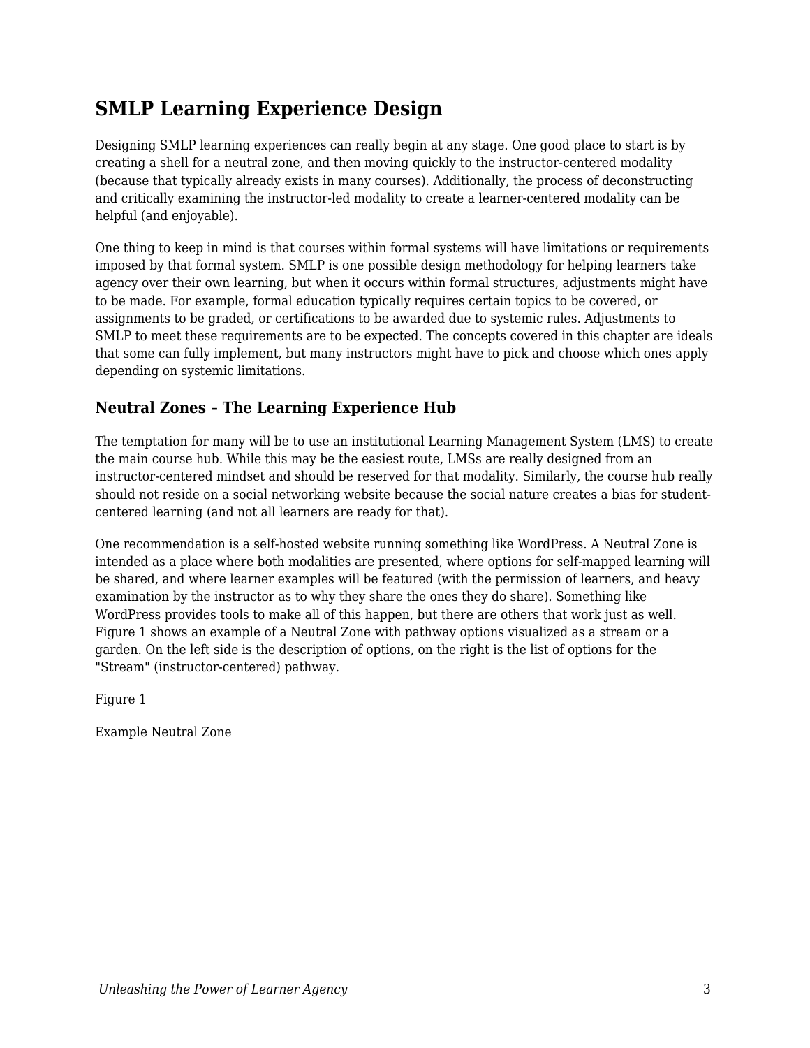## SMLP Learning Experience Design

Designing SMLP learning experiences can really begin at any stage. One good place to start is by creating a shell for a neutral zone, and then moving quickly to the instructor-centered modality (because that typically already exists in many courses). Additionally, the process of deconstructing and critically examining the instructor-led modality to create a learner-centered modality can be helpful (and enjoyable).

One thing to keep in mind is that courses within formal systems will have limitations or requirements imposed by that formal system. SMLP is one possible design methodology for helping learners take agency over their own learning, but when it occurs within formal structures, adjustments might have to be made. For example, formal education typically requires certain topics to be covered, or assignments to be graded, or certifications to be awarded due to systemic rules. Adjustments to SMLP to meet these requirements are to be expected. The concepts covered in this chapter are ideals that some can fully implement, but many instructors might have to pick and choose which ones apply depending on systemic limitations.

### Neutral Zones – The Learning Experience Hub

The temptation for many will be to use an institutional Learning Management System (LMS) to create the main course hub. While this may be the easiest route, LMSs are really designed from an instructor-centered mindset and should be reserved for that modality. Similarly, the course hub really should not reside on a social networking website because the social nature creates a bias for student-centered learning (and not all learners are ready for that).

One recommendation is a self-hosted website running something like WordPress. A Neutral Zone is intended as a place where both modalities are presented, where options for self-mapped learning will be shared, and where learner examples will be featured (with the permission of learners, and heavy examination by the instructor as to why they share the ones they do share). Something like WordPress provides tools to make all of this happen, but there are others that work just as well. Figure 1 shows an example of a Neutral Zone with pathway options visualized as a stream or a garden. On the left side is the description of options, on the right is the list of options for the "Stream" (instructor-centered) pathway.

Figure 1

Example Neutral Zone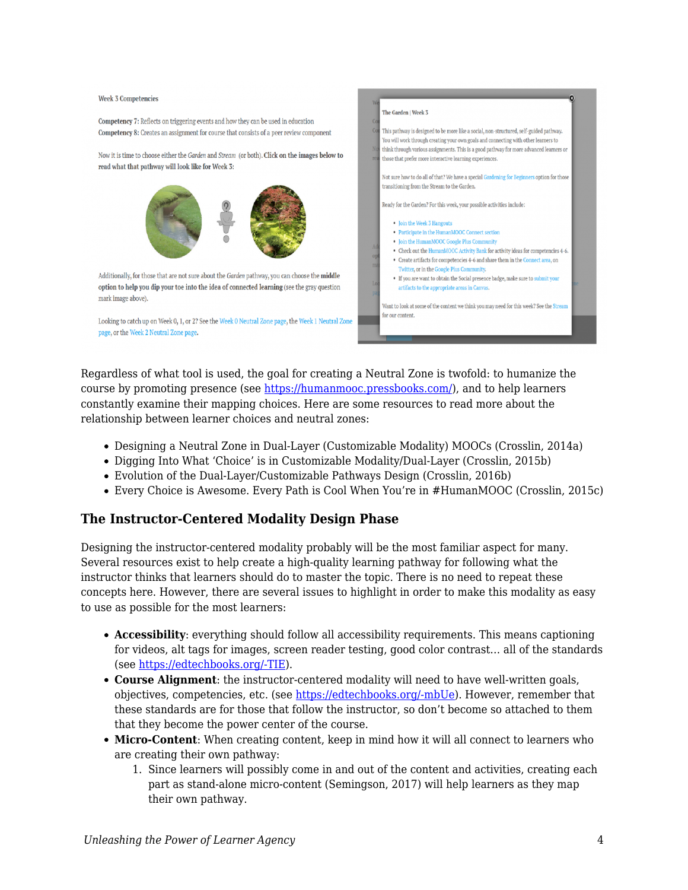Regardless of what tool is used, the goal for creating a Neutral Zone is twofold: to humanize the course by promoting presence (see https://humanmooc.pressbooks.com/), and to help learners constantly examine their mapping choices. Here are some resources to read more about the relationship between learner choices and neutral zones:

- Designing a Neutral Zone in Dual-Layer (Customizable Modality) MOOCs (Crosslin, 2014a)
- Digging Into What 'Choice' is in Customizable Modality/Dual-Layer (Crosslin, 2015b)
- Evolution of the Dual-Layer/Customizable Pathways Design (Crosslin, 2016b)
- Every Choice is Awesome. Every Path is Cool When You're in #HumanMOOC (Crosslin, 2015c)

### The Instructor-Centered Modality Design Phase

Designing the instructor-centered modality probably will be the most familiar aspect for many. Several resources exist to help create a high-quality learning pathway for following what the instructor thinks that learners should do to master the topic. There is no need to repeat these concepts here. However, there are several issues to highlight in order to make this modality as easy to use as possible for the most learners:

- **Accessibility**: everything should follow all accessibility requirements. This means captioning for videos, alt tags for images, screen reader testing, good color contrast... all of the standards (see https://edtechbooks.org/-TIE).
- **Course Alignment**: the instructor-centered modality will need to have well-written goals, objectives, competencies, etc. (see https://edtechbooks.org/-mbUe). However, remember that these standards are for those that follow the instructor, so don't become so attached to them that they become the power center of the course.
- **Micro-Content**: When creating content, keep in mind how it will all connect to learners who are creating their own pathway:
  1. Since learners will possibly come in and out of the content and activities, creating each part as stand-alone micro-content (Semingson, 2017) will help learners as they map their own pathway.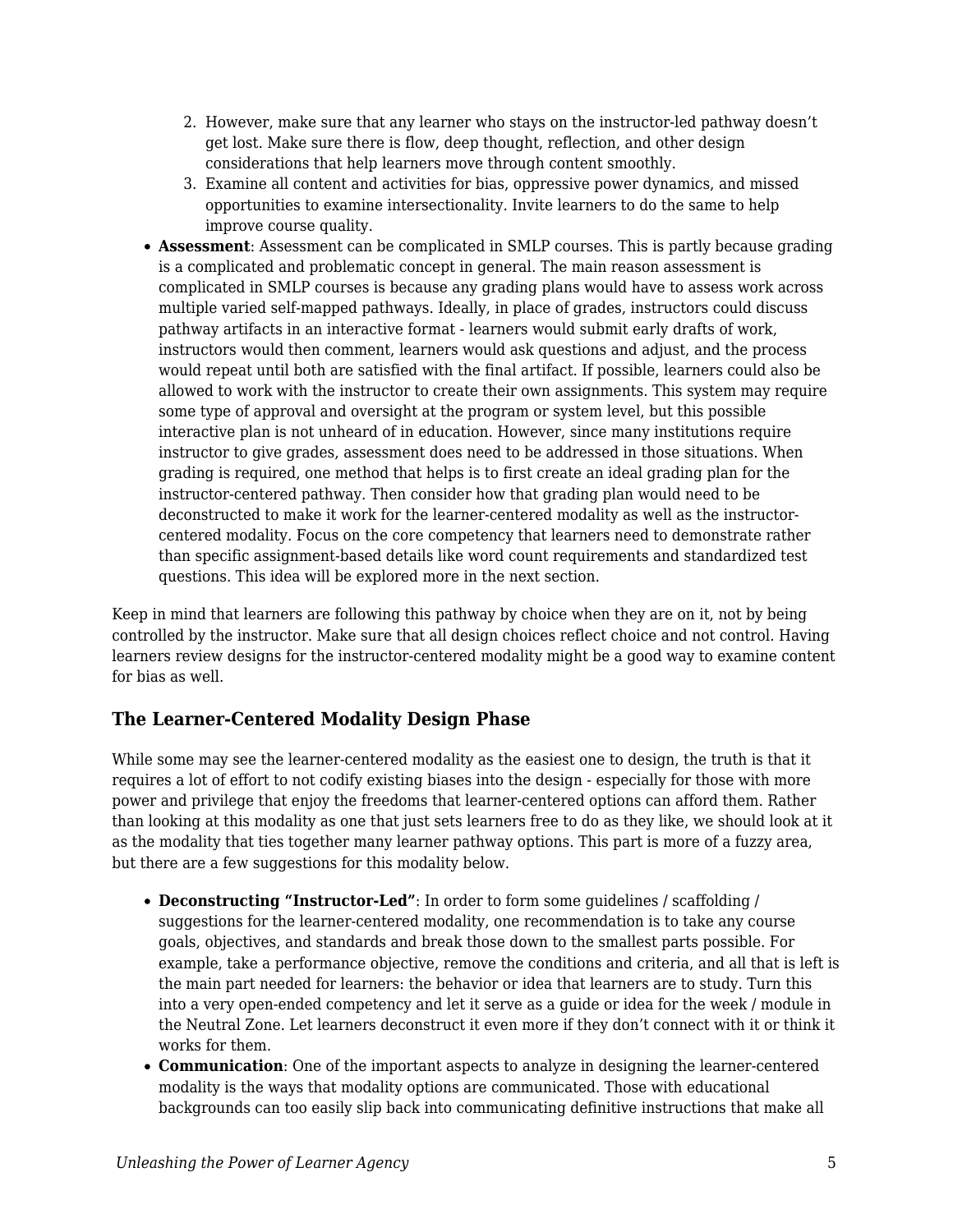2. However, make sure that any learner who stays on the instructor-led pathway doesn't get lost. Make sure there is flow, deep thought, reflection, and other design considerations that help learners move through content smoothly.
3. Examine all content and activities for bias, oppressive power dynamics, and missed opportunities to examine intersectionality. Invite learners to do the same to help improve course quality.

- **Assessment**: Assessment can be complicated in SMLP courses. This is partly because grading is a complicated and problematic concept in general. The main reason assessment is complicated in SMLP courses is because any grading plans would have to assess work across multiple varied self-mapped pathways. Ideally, in place of grades, instructors could discuss pathway artifacts in an interactive format - learners would submit early drafts of work, instructors would then comment, learners would ask questions and adjust, and the process would repeat until both are satisfied with the final artifact. If possible, learners could also be allowed to work with the instructor to create their own assignments. This system may require some type of approval and oversight at the program or system level, but this possible interactive plan is not unheard of in education. However, since many institutions require instructor to give grades, assessment does need to be addressed in those situations. When grading is required, one method that helps is to first create an ideal grading plan for the instructor-centered pathway. Then consider how that grading plan would need to be deconstructed to make it work for the learner-centered modality as well as the instructor-centered modality. Focus on the core competency that learners need to demonstrate rather than specific assignment-based details like word count requirements and standardized test questions. This idea will be explored more in the next section.

Keep in mind that learners are following this pathway by choice when they are on it, not by being controlled by the instructor. Make sure that all design choices reflect choice and not control. Having learners review designs for the instructor-centered modality might be a good way to examine content for bias as well.

### The Learner-Centered Modality Design Phase

While some may see the learner-centered modality as the easiest one to design, the truth is that it requires a lot of effort to not codify existing biases into the design - especially for those with more power and privilege that enjoy the freedoms that learner-centered options can afford them. Rather than looking at this modality as one that just sets learners free to do as they like, we should look at it as the modality that ties together many learner pathway options. This part is more of a fuzzy area, but there are a few suggestions for this modality below.

- **Deconstructing "Instructor-Led"**: In order to form some guidelines / scaffolding / suggestions for the learner-centered modality, one recommendation is to take any course goals, objectives, and standards and break those down to the smallest parts possible. For example, take a performance objective, remove the conditions and criteria, and all that is left is the main part needed for learners: the behavior or idea that learners are to study. Turn this into a very open-ended competency and let it serve as a guide or idea for the week / module in the Neutral Zone. Let learners deconstruct it even more if they don't connect with it or think it works for them.
- **Communication**: One of the important aspects to analyze in designing the learner-centered modality is the ways that modality options are communicated. Those with educational backgrounds can too easily slip back into communicating definitive instructions that make all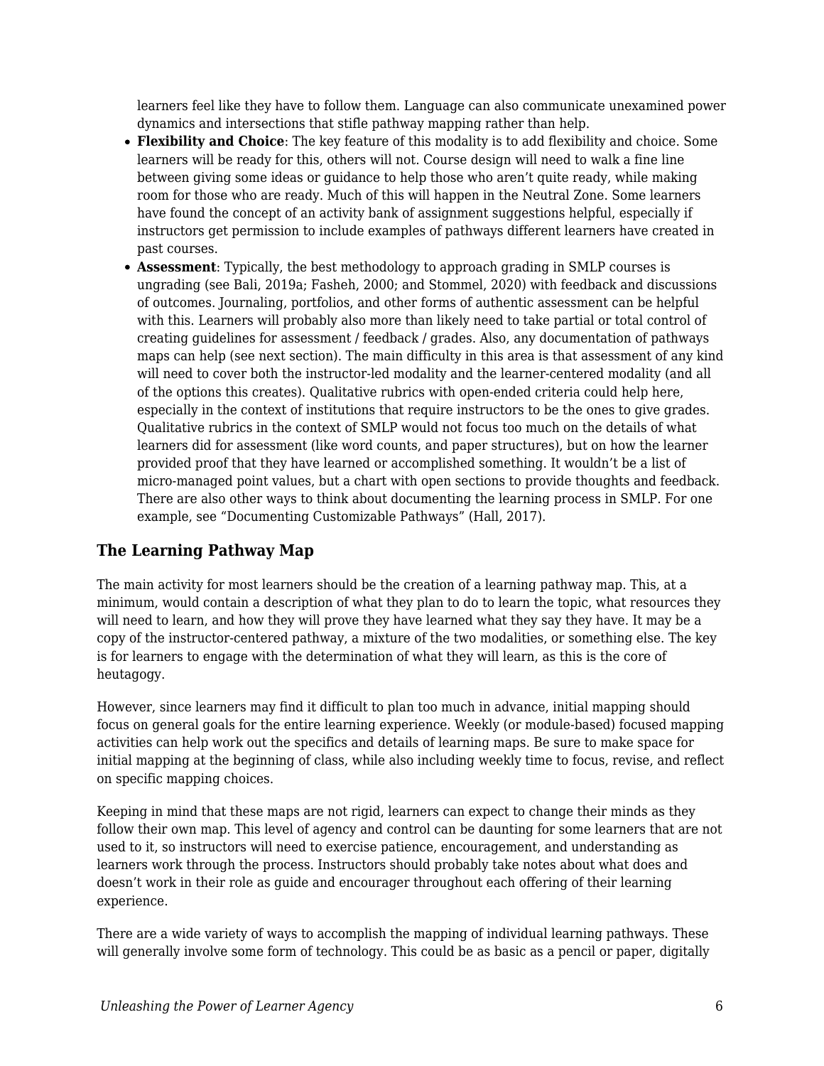learners feel like they have to follow them. Language can also communicate unexamined power dynamics and intersections that stifle pathway mapping rather than help.

- **Flexibility and Choice**: The key feature of this modality is to add flexibility and choice. Some learners will be ready for this, others will not. Course design will need to walk a fine line between giving some ideas or guidance to help those who aren't quite ready, while making room for those who are ready. Much of this will happen in the Neutral Zone. Some learners have found the concept of an activity bank of assignment suggestions helpful, especially if instructors get permission to include examples of pathways different learners have created in past courses.
- **Assessment**: Typically, the best methodology to approach grading in SMLP courses is ungrading (see Bali, 2019a; Fasheh, 2000; and Stommel, 2020) with feedback and discussions of outcomes. Journaling, portfolios, and other forms of authentic assessment can be helpful with this. Learners will probably also more than likely need to take partial or total control of creating guidelines for assessment / feedback / grades. Also, any documentation of pathways maps can help (see next section). The main difficulty in this area is that assessment of any kind will need to cover both the instructor-led modality and the learner-centered modality (and all of the options this creates). Qualitative rubrics with open-ended criteria could help here, especially in the context of institutions that require instructors to be the ones to give grades. Qualitative rubrics in the context of SMLP would not focus too much on the details of what learners did for assessment (like word counts, and paper structures), but on how the learner provided proof that they have learned or accomplished something. It wouldn't be a list of micro-managed point values, but a chart with open sections to provide thoughts and feedback. There are also other ways to think about documenting the learning process in SMLP. For one example, see "Documenting Customizable Pathways" (Hall, 2017).

## The Learning Pathway Map

The main activity for most learners should be the creation of a learning pathway map. This, at a minimum, would contain a description of what they plan to do to learn the topic, what resources they will need to learn, and how they will prove they have learned what they say they have. It may be a copy of the instructor-centered pathway, a mixture of the two modalities, or something else. The key is for learners to engage with the determination of what they will learn, as this is the core of heutagogy.

However, since learners may find it difficult to plan too much in advance, initial mapping should focus on general goals for the entire learning experience. Weekly (or module-based) focused mapping activities can help work out the specifics and details of learning maps. Be sure to make space for initial mapping at the beginning of class, while also including weekly time to focus, revise, and reflect on specific mapping choices.

Keeping in mind that these maps are not rigid, learners can expect to change their minds as they follow their own map. This level of agency and control can be daunting for some learners that are not used to it, so instructors will need to exercise patience, encouragement, and understanding as learners work through the process. Instructors should probably take notes about what does and doesn't work in their role as guide and encourager throughout each offering of their learning experience.

There are a wide variety of ways to accomplish the mapping of individual learning pathways. These will generally involve some form of technology. This could be as basic as a pencil or paper, digitally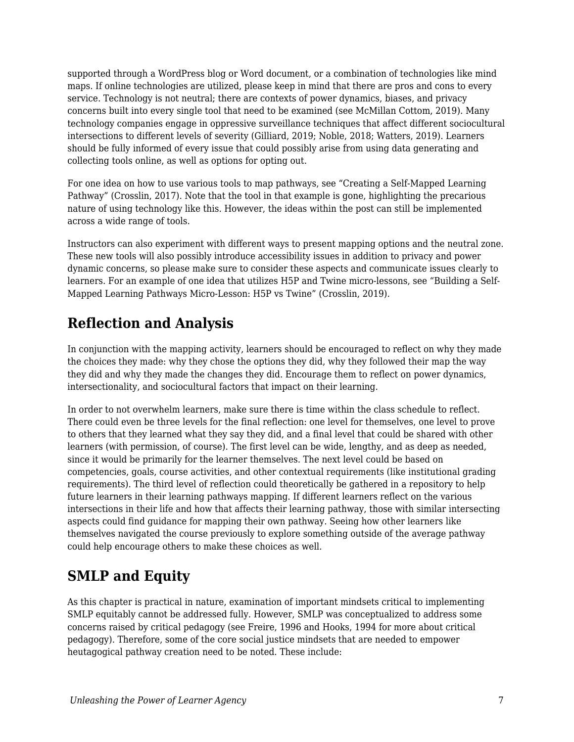supported through a WordPress blog or Word document, or a combination of technologies like mind maps. If online technologies are utilized, please keep in mind that there are pros and cons to every service. Technology is not neutral; there are contexts of power dynamics, biases, and privacy concerns built into every single tool that need to be examined (see McMillan Cottom, 2019). Many technology companies engage in oppressive surveillance techniques that affect different sociocultural intersections to different levels of severity (Gilliard, 2019; Noble, 2018; Watters, 2019). Learners should be fully informed of every issue that could possibly arise from using data generating and collecting tools online, as well as options for opting out.

For one idea on how to use various tools to map pathways, see “Creating a Self-Mapped Learning Pathway” (Crosslin, 2017). Note that the tool in that example is gone, highlighting the precarious nature of using technology like this. However, the ideas within the post can still be implemented across a wide range of tools.

Instructors can also experiment with different ways to present mapping options and the neutral zone. These new tools will also possibly introduce accessibility issues in addition to privacy and power dynamic concerns, so please make sure to consider these aspects and communicate issues clearly to learners. For an example of one idea that utilizes H5P and Twine micro-lessons, see “Building a Self-Mapped Learning Pathways Micro-Lesson: H5P vs Twine” (Crosslin, 2019).

## Reflection and Analysis

In conjunction with the mapping activity, learners should be encouraged to reflect on why they made the choices they made: why they chose the options they did, why they followed their map the way they did and why they made the changes they did. Encourage them to reflect on power dynamics, intersectionality, and sociocultural factors that impact on their learning.

In order to not overwhelm learners, make sure there is time within the class schedule to reflect. There could even be three levels for the final reflection: one level for themselves, one level to prove to others that they learned what they say they did, and a final level that could be shared with other learners (with permission, of course). The first level can be wide, lengthy, and as deep as needed, since it would be primarily for the learner themselves. The next level could be based on competencies, goals, course activities, and other contextual requirements (like institutional grading requirements). The third level of reflection could theoretically be gathered in a repository to help future learners in their learning pathways mapping. If different learners reflect on the various intersections in their life and how that affects their learning pathway, those with similar intersecting aspects could find guidance for mapping their own pathway. Seeing how other learners like themselves navigated the course previously to explore something outside of the average pathway could help encourage others to make these choices as well.

## SMLP and Equity

As this chapter is practical in nature, examination of important mindsets critical to implementing SMLP equitably cannot be addressed fully. However, SMLP was conceptualized to address some concerns raised by critical pedagogy (see Freire, 1996 and Hooks, 1994 for more about critical pedagogy). Therefore, some of the core social justice mindsets that are needed to empower heutagogical pathway creation need to be noted. These include: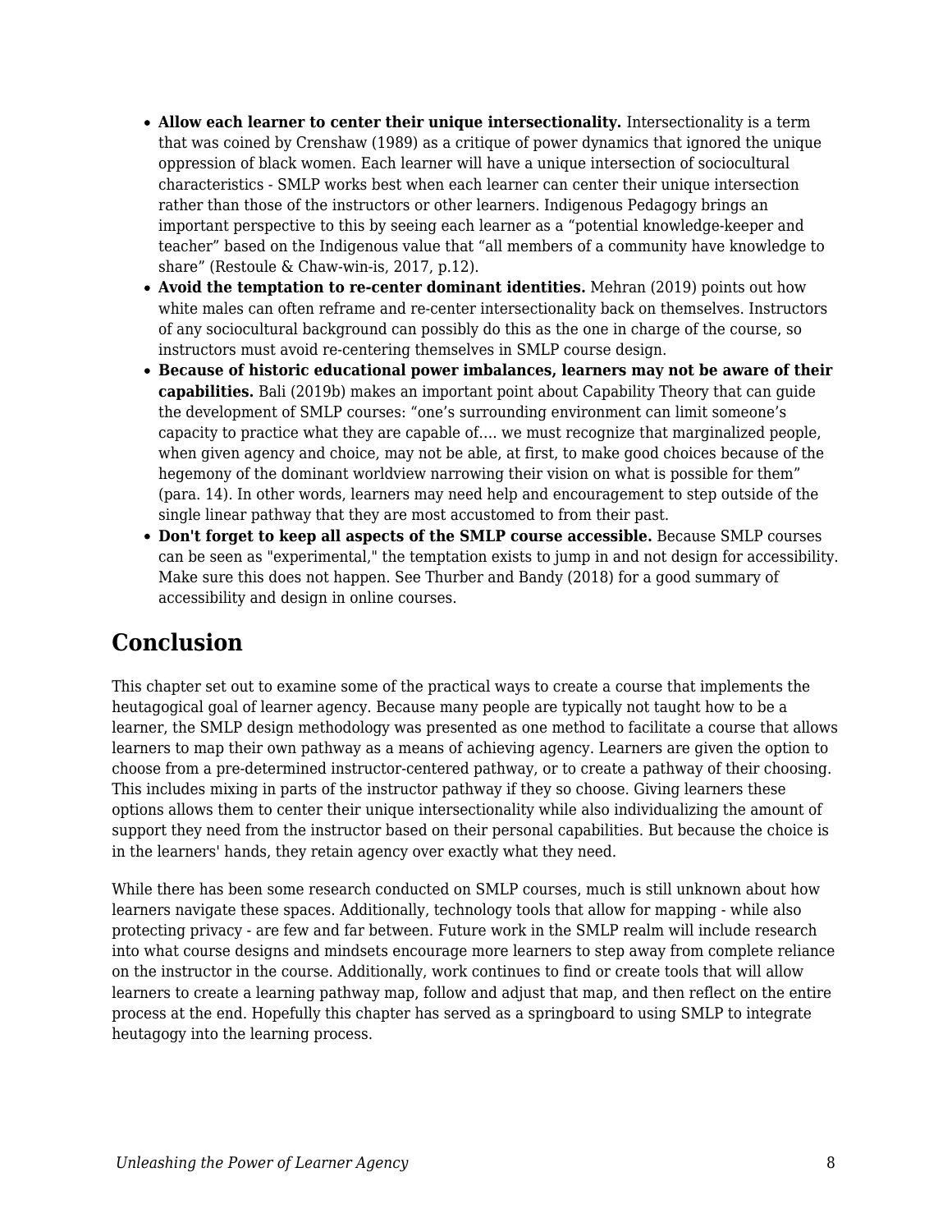- **Allow each learner to center their unique intersectionality.** Intersectionality is a term that was coined by Crenshaw (1989) as a critique of power dynamics that ignored the unique oppression of black women. Each learner will have a unique intersection of sociocultural characteristics - SMLP works best when each learner can center their unique intersection rather than those of the instructors or other learners. Indigenous Pedagogy brings an important perspective to this by seeing each learner as a "potential knowledge-keeper and teacher" based on the Indigenous value that "all members of a community have knowledge to share" (Restoule & Chaw-win-is, 2017, p.12).
- **Avoid the temptation to re-center dominant identities.** Mehran (2019) points out how white males can often reframe and re-center intersectionality back on themselves. Instructors of any sociocultural background can possibly do this as the one in charge of the course, so instructors must avoid re-centering themselves in SMLP course design.
- **Because of historic educational power imbalances, learners may not be aware of their capabilities.** Bali (2019b) makes an important point about Capability Theory that can guide the development of SMLP courses: "one's surrounding environment can limit someone's capacity to practice what they are capable of…. we must recognize that marginalized people, when given agency and choice, may not be able, at first, to make good choices because of the hegemony of the dominant worldview narrowing their vision on what is possible for them" (para. 14). In other words, learners may need help and encouragement to step outside of the single linear pathway that they are most accustomed to from their past.
- **Don't forget to keep all aspects of the SMLP course accessible.** Because SMLP courses can be seen as "experimental," the temptation exists to jump in and not design for accessibility. Make sure this does not happen. See Thurber and Bandy (2018) for a good summary of accessibility and design in online courses.

## Conclusion

This chapter set out to examine some of the practical ways to create a course that implements the heutagogical goal of learner agency. Because many people are typically not taught how to be a learner, the SMLP design methodology was presented as one method to facilitate a course that allows learners to map their own pathway as a means of achieving agency. Learners are given the option to choose from a pre-determined instructor-centered pathway, or to create a pathway of their choosing. This includes mixing in parts of the instructor pathway if they so choose. Giving learners these options allows them to center their unique intersectionality while also individualizing the amount of support they need from the instructor based on their personal capabilities. But because the choice is in the learners' hands, they retain agency over exactly what they need.

While there has been some research conducted on SMLP courses, much is still unknown about how learners navigate these spaces. Additionally, technology tools that allow for mapping - while also protecting privacy - are few and far between. Future work in the SMLP realm will include research into what course designs and mindsets encourage more learners to step away from complete reliance on the instructor in the course. Additionally, work continues to find or create tools that will allow learners to create a learning pathway map, follow and adjust that map, and then reflect on the entire process at the end. Hopefully this chapter has served as a springboard to using SMLP to integrate heutagogy into the learning process.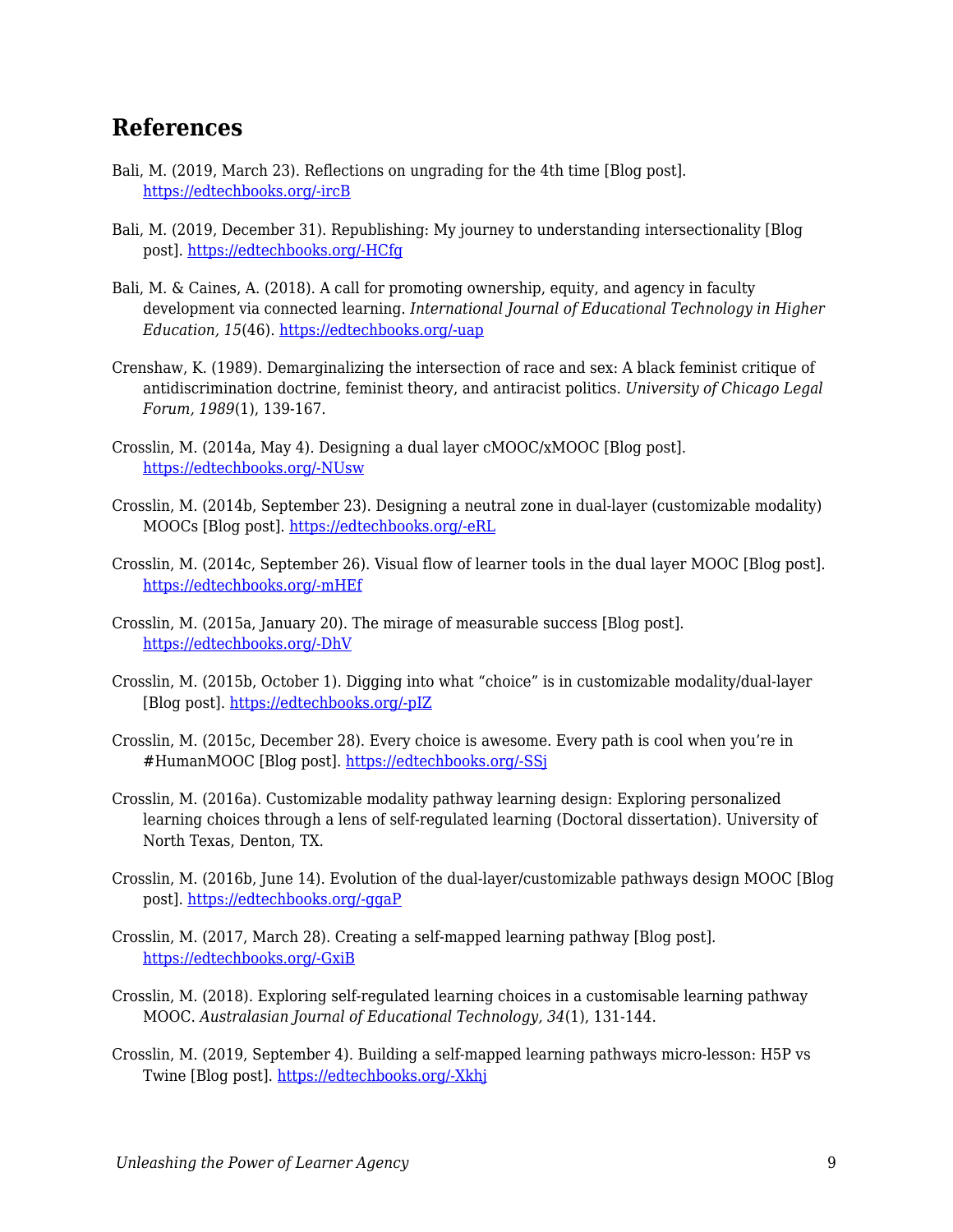## References

Bali, M. (2019, March 23). Reflections on ungrading for the 4th time [Blog post]. https://edtechbooks.org/-ircB

Bali, M. (2019, December 31). Republishing: My journey to understanding intersectionality [Blog post]. https://edtechbooks.org/-HCfg

Bali, M. & Caines, A. (2018). A call for promoting ownership, equity, and agency in faculty development via connected learning. *International Journal of Educational Technology in Higher Education, 15*(46). https://edtechbooks.org/-uap

Crenshaw, K. (1989). Demarginalizing the intersection of race and sex: A black feminist critique of antidiscrimination doctrine, feminist theory, and antiracist politics. *University of Chicago Legal Forum, 1989*(1), 139-167.

Crosslin, M. (2014a, May 4). Designing a dual layer cMOOC/xMOOC [Blog post]. https://edtechbooks.org/-NUsw

Crosslin, M. (2014b, September 23). Designing a neutral zone in dual-layer (customizable modality) MOOCs [Blog post]. https://edtechbooks.org/-eRL

Crosslin, M. (2014c, September 26). Visual flow of learner tools in the dual layer MOOC [Blog post]. https://edtechbooks.org/-mHEf

Crosslin, M. (2015a, January 20). The mirage of measurable success [Blog post]. https://edtechbooks.org/-DhV

Crosslin, M. (2015b, October 1). Digging into what "choice" is in customizable modality/dual-layer [Blog post]. https://edtechbooks.org/-pIZ

Crosslin, M. (2015c, December 28). Every choice is awesome. Every path is cool when you're in #HumanMOOC [Blog post]. https://edtechbooks.org/-SSj

Crosslin, M. (2016a). Customizable modality pathway learning design: Exploring personalized learning choices through a lens of self-regulated learning (Doctoral dissertation). University of North Texas, Denton, TX.

Crosslin, M. (2016b, June 14). Evolution of the dual-layer/customizable pathways design MOOC [Blog post]. https://edtechbooks.org/-ggaP

Crosslin, M. (2017, March 28). Creating a self-mapped learning pathway [Blog post]. https://edtechbooks.org/-GxiB

Crosslin, M. (2018). Exploring self-regulated learning choices in a customisable learning pathway MOOC. *Australasian Journal of Educational Technology, 34*(1), 131-144.

Crosslin, M. (2019, September 4). Building a self-mapped learning pathways micro-lesson: H5P vs Twine [Blog post]. https://edtechbooks.org/-Xkhj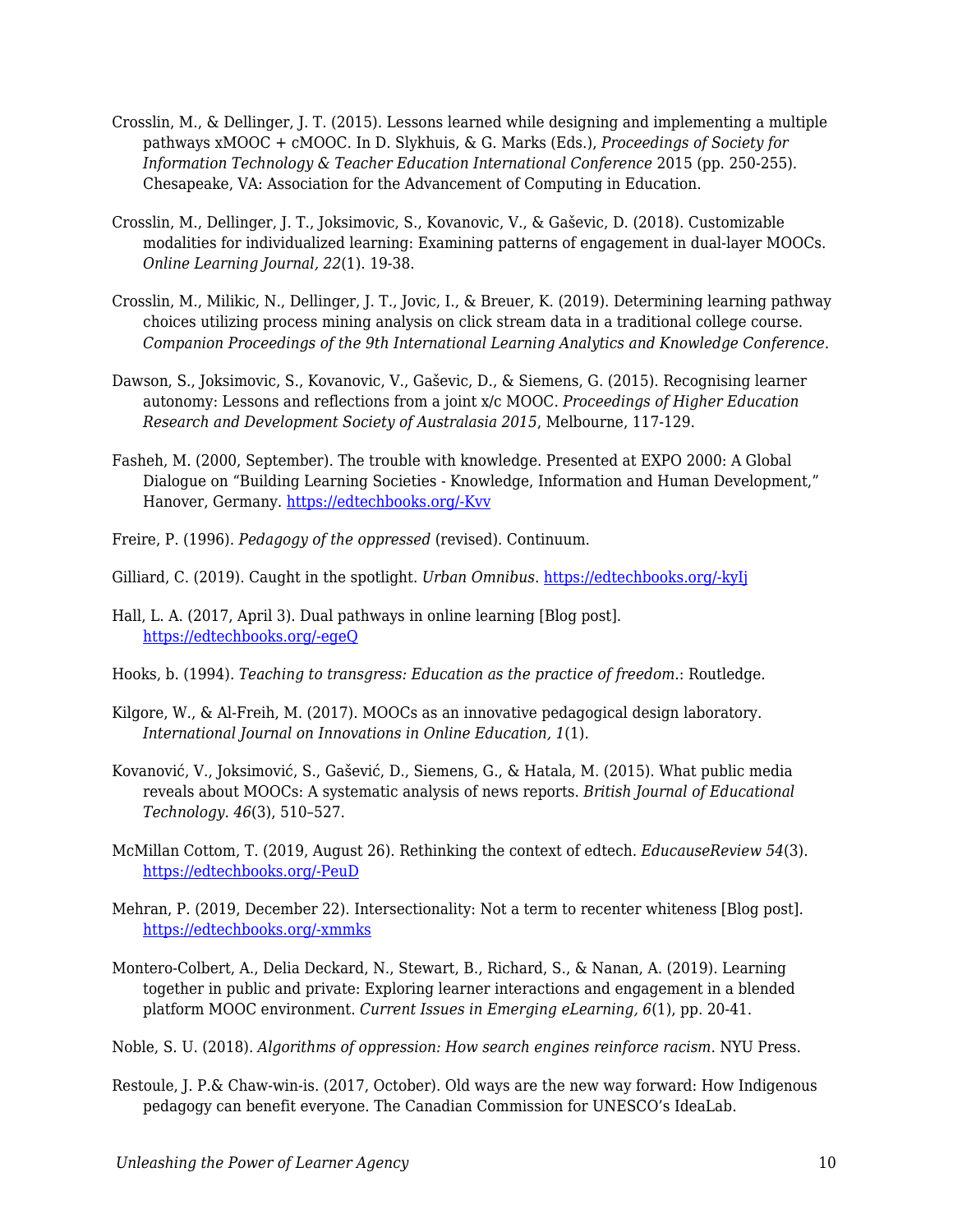Crosslin, M., & Dellinger, J. T. (2015). Lessons learned while designing and implementing a multiple pathways xMOOC + cMOOC. In D. Slykhuis, & G. Marks (Eds.), *Proceedings of Society for Information Technology & Teacher Education International Conference* 2015 (pp. 250-255). Chesapeake, VA: Association for the Advancement of Computing in Education.

Crosslin, M., Dellinger, J. T., Joksimovic, S., Kovanovic, V., & Gaševic, D. (2018). Customizable modalities for individualized learning: Examining patterns of engagement in dual-layer MOOCs. *Online Learning Journal, 22*(1). 19-38.

Crosslin, M., Milikic, N., Dellinger, J. T., Jovic, I., & Breuer, K. (2019). Determining learning pathway choices utilizing process mining analysis on click stream data in a traditional college course. *Companion Proceedings of the 9th International Learning Analytics and Knowledge Conference*.

Dawson, S., Joksimovic, S., Kovanovic, V., Gaševic, D., & Siemens, G. (2015). Recognising learner autonomy: Lessons and reflections from a joint x/c MOOC. *Proceedings of Higher Education Research and Development Society of Australasia 2015*, Melbourne, 117-129.

Fasheh, M. (2000, September). The trouble with knowledge. Presented at EXPO 2000: A Global Dialogue on "Building Learning Societies - Knowledge, Information and Human Development," Hanover, Germany. https://edtechbooks.org/-Kvv

Freire, P. (1996). *Pedagogy of the oppressed* (revised). Continuum.

Gilliard, C. (2019). Caught in the spotlight. *Urban Omnibus*. https://edtechbooks.org/-kyIj

Hall, L. A. (2017, April 3). Dual pathways in online learning [Blog post]. https://edtechbooks.org/-egeQ

Hooks, b. (1994). *Teaching to transgress: Education as the practice of freedom.*: Routledge.

Kilgore, W., & Al-Freih, M. (2017). MOOCs as an innovative pedagogical design laboratory. *International Journal on Innovations in Online Education, 1*(1).

Kovanović, V., Joksimović, S., Gašević, D., Siemens, G., & Hatala, M. (2015). What public media reveals about MOOCs: A systematic analysis of news reports. *British Journal of Educational Technology. 46*(3), 510–527.

McMillan Cottom, T. (2019, August 26). Rethinking the context of edtech. *EducauseReview 54*(3). https://edtechbooks.org/-PeuD

Mehran, P. (2019, December 22). Intersectionality: Not a term to recenter whiteness [Blog post]. https://edtechbooks.org/-xmmks

Montero-Colbert, A., Delia Deckard, N., Stewart, B., Richard, S., & Nanan, A. (2019). Learning together in public and private: Exploring learner interactions and engagement in a blended platform MOOC environment. *Current Issues in Emerging eLearning, 6*(1), pp. 20-41.

Noble, S. U. (2018). *Algorithms of oppression: How search engines reinforce racism*. NYU Press.

Restoule, J. P.& Chaw-win-is. (2017, October). Old ways are the new way forward: How Indigenous pedagogy can benefit everyone. The Canadian Commission for UNESCO's IdeaLab.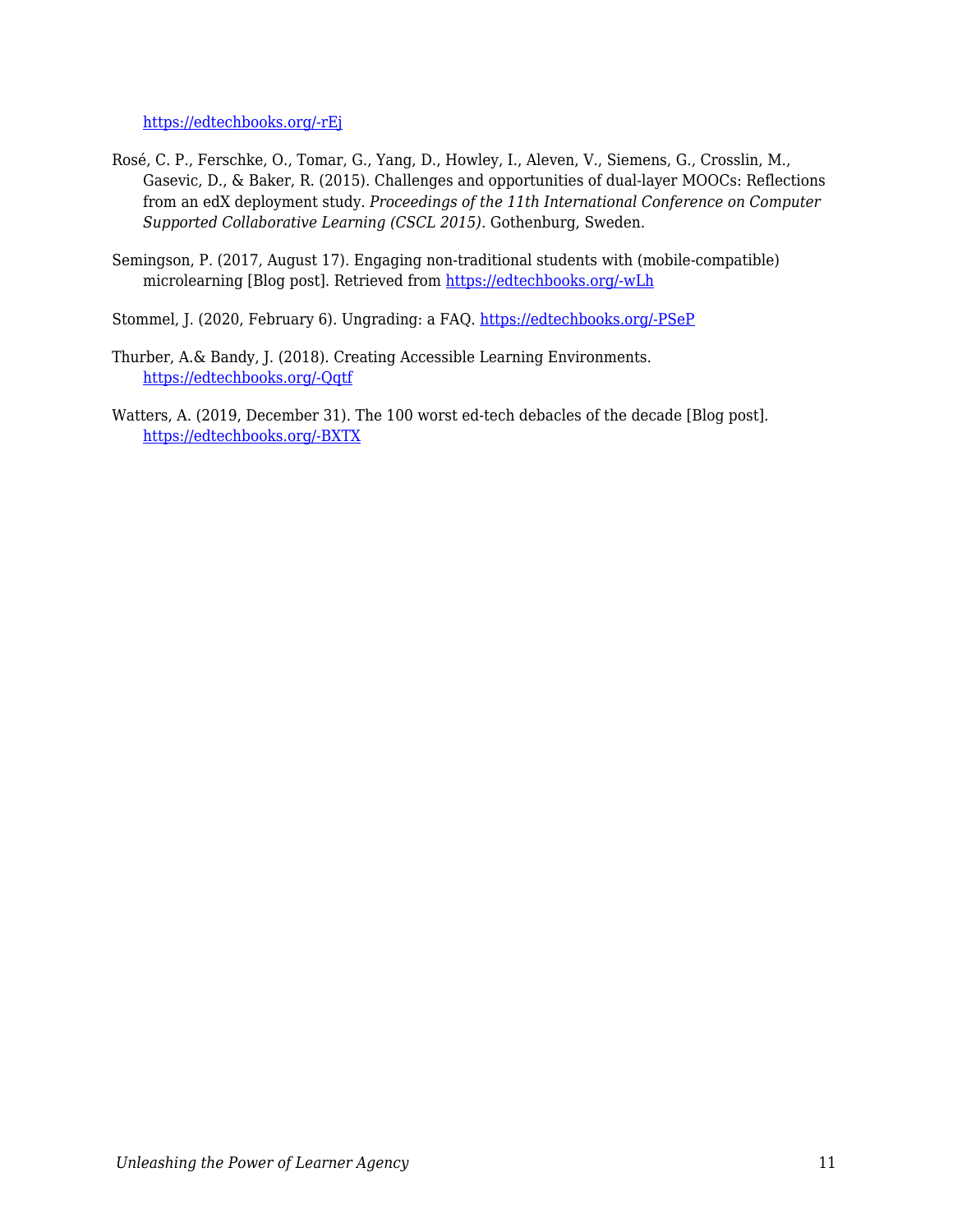https://edtechbooks.org/-rEj

Rosé, C. P., Ferschke, O., Tomar, G., Yang, D., Howley, I., Aleven, V., Siemens, G., Crosslin, M., Gasevic, D., & Baker, R. (2015). Challenges and opportunities of dual-layer MOOCs: Reflections from an edX deployment study. *Proceedings of the 11th International Conference on Computer Supported Collaborative Learning (CSCL 2015)*. Gothenburg, Sweden.

Semingson, P. (2017, August 17). Engaging non-traditional students with (mobile-compatible) microlearning [Blog post]. Retrieved from https://edtechbooks.org/-wLh

Stommel, J. (2020, February 6). Ungrading: a FAQ. https://edtechbooks.org/-PSeP

Thurber, A.& Bandy, J. (2018). Creating Accessible Learning Environments. https://edtechbooks.org/-Qqtf

Watters, A. (2019, December 31). The 100 worst ed-tech debacles of the decade [Blog post]. https://edtechbooks.org/-BXTX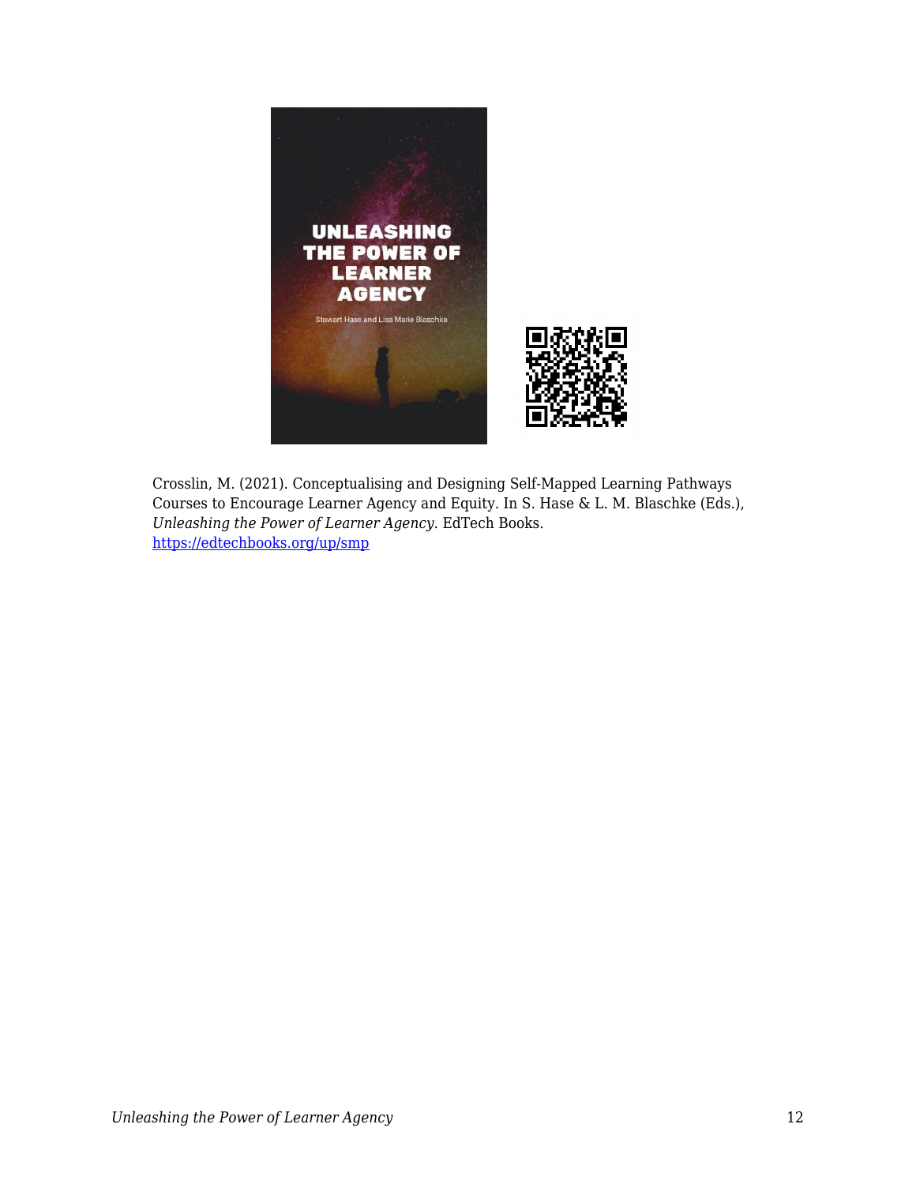Crosslin, M. (2021). Conceptualising and Designing Self-Mapped Learning Pathways Courses to Encourage Learner Agency and Equity. In S. Hase & L. M. Blaschke (Eds.), *Unleashing the Power of Learner Agency*. EdTech Books. https://edtechbooks.org/up/smp